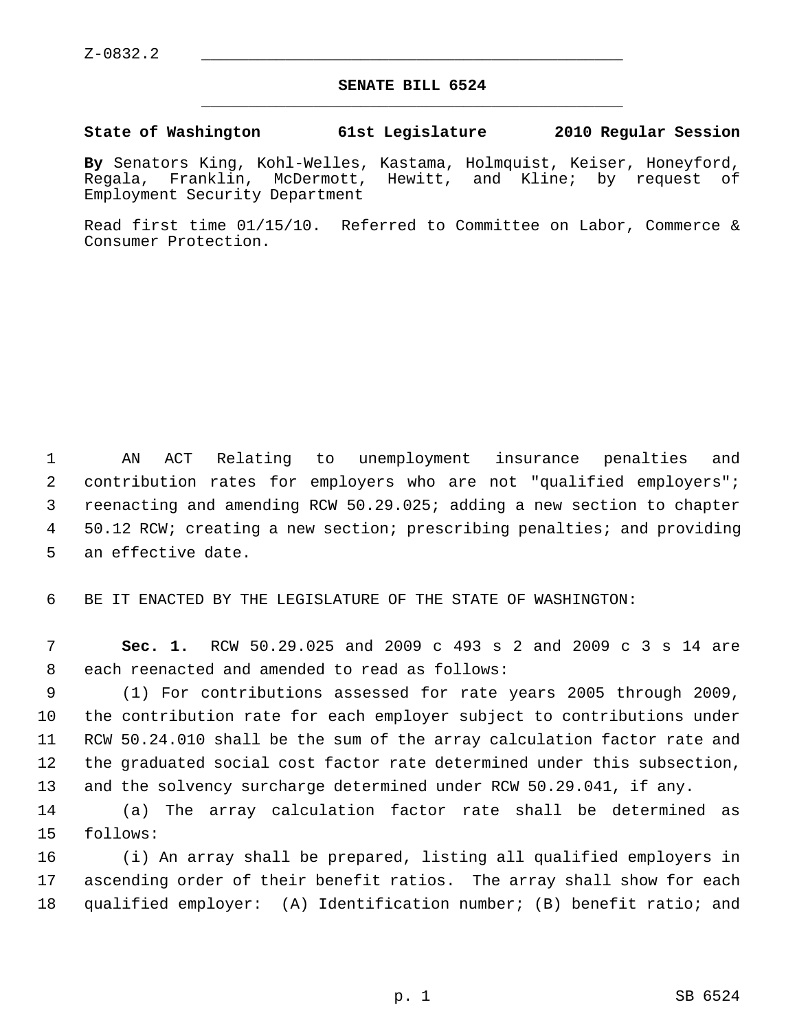Z-0832.2

# SENATE BILL 6524

**State of Washington 61st Legislature 2010 Regular Session**

**By** Senators King, Kohl-Welles, Kastama, Holmquist, Keiser, Honeyford, Regala, Franklin, McDermott, Hewitt, and Kline; by request of Employment Security Department

Read first time 01/15/10. Referred to Committee on Labor, Commerce & Consumer Protection.

AN ACT Relating to unemployment insurance penalties and contribution rates for employers who are not "qualified employers"; reenacting and amending RCW 50.29.025; adding a new section to chapter 50.12 RCW; creating a new section; prescribing penalties; and providing an effective date.

BE IT ENACTED BY THE LEGISLATURE OF THE STATE OF WASHINGTON:

**Sec. 1.** RCW 50.29.025 and 2009 c 493 s 2 and 2009 c 3 s 14 are each reenacted and amended to read as follows:

(1) For contributions assessed for rate years 2005 through 2009, the contribution rate for each employer subject to contributions under RCW 50.24.010 shall be the sum of the array calculation factor rate and the graduated social cost factor rate determined under this subsection, and the solvency surcharge determined under RCW 50.29.041, if any.

(a) The array calculation factor rate shall be determined as follows:

(i) An array shall be prepared, listing all qualified employers in ascending order of their benefit ratios. The array shall show for each qualified employer: (A) Identification number; (B) benefit ratio; and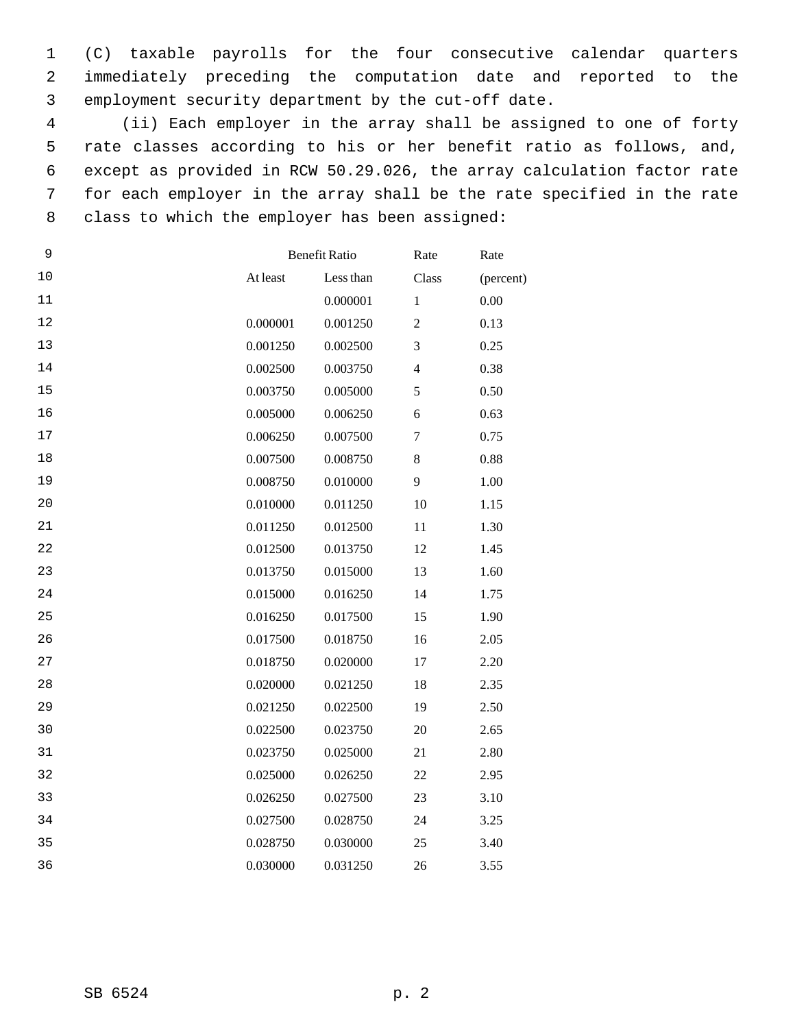(C) taxable payrolls for the four consecutive calendar quarters immediately preceding the computation date and reported to the employment security department by the cut-off date.

(ii) Each employer in the array shall be assigned to one of forty rate classes according to his or her benefit ratio as follows, and, except as provided in RCW 50.29.026, the array calculation factor rate for each employer in the array shall be the rate specified in the rate class to which the employer has been assigned:

| Benefit Ratio | | Rate | Rate |
|---|---|---|---|
| At least | Less than | Class | (percent) |
| | 0.000001 | 1 | 0.00 |
| 0.000001 | 0.001250 | 2 | 0.13 |
| 0.001250 | 0.002500 | 3 | 0.25 |
| 0.002500 | 0.003750 | 4 | 0.38 |
| 0.003750 | 0.005000 | 5 | 0.50 |
| 0.005000 | 0.006250 | 6 | 0.63 |
| 0.006250 | 0.007500 | 7 | 0.75 |
| 0.007500 | 0.008750 | 8 | 0.88 |
| 0.008750 | 0.010000 | 9 | 1.00 |
| 0.010000 | 0.011250 | 10 | 1.15 |
| 0.011250 | 0.012500 | 11 | 1.30 |
| 0.012500 | 0.013750 | 12 | 1.45 |
| 0.013750 | 0.015000 | 13 | 1.60 |
| 0.015000 | 0.016250 | 14 | 1.75 |
| 0.016250 | 0.017500 | 15 | 1.90 |
| 0.017500 | 0.018750 | 16 | 2.05 |
| 0.018750 | 0.020000 | 17 | 2.20 |
| 0.020000 | 0.021250 | 18 | 2.35 |
| 0.021250 | 0.022500 | 19 | 2.50 |
| 0.022500 | 0.023750 | 20 | 2.65 |
| 0.023750 | 0.025000 | 21 | 2.80 |
| 0.025000 | 0.026250 | 22 | 2.95 |
| 0.026250 | 0.027500 | 23 | 3.10 |
| 0.027500 | 0.028750 | 24 | 3.25 |
| 0.028750 | 0.030000 | 25 | 3.40 |
| 0.030000 | 0.031250 | 26 | 3.55 |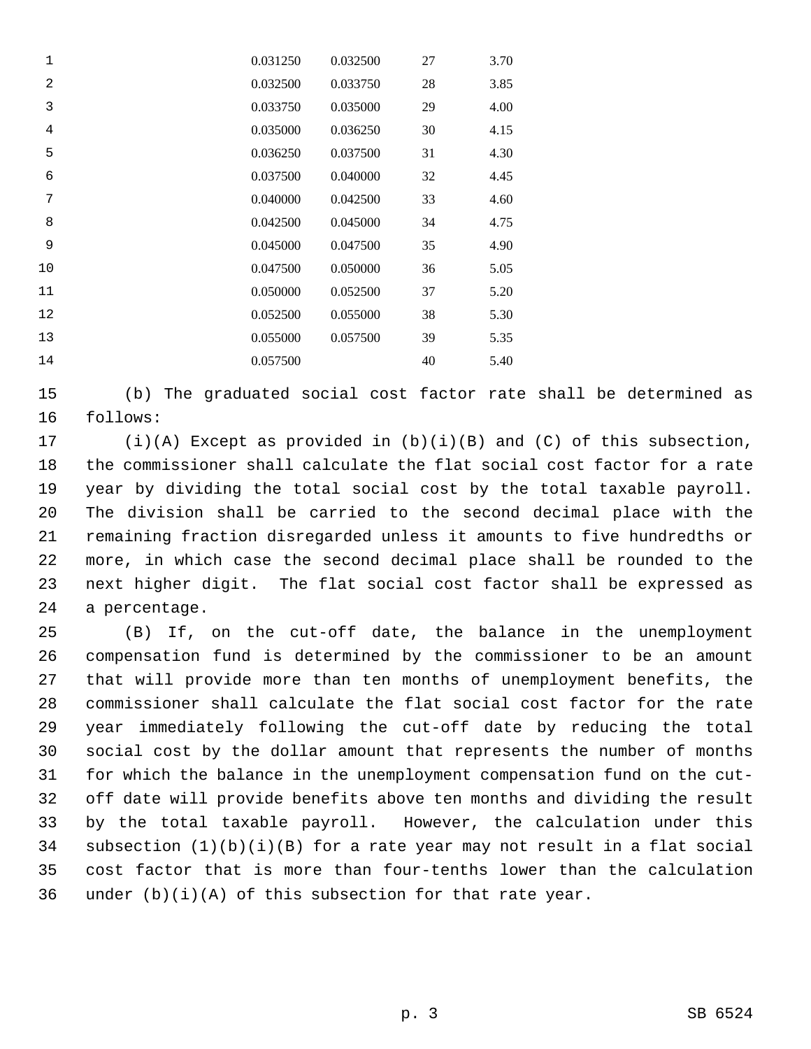| | | | |
|---|---|---|---|
| 0.031250 | 0.032500 | 27 | 3.70 |
| 0.032500 | 0.033750 | 28 | 3.85 |
| 0.033750 | 0.035000 | 29 | 4.00 |
| 0.035000 | 0.036250 | 30 | 4.15 |
| 0.036250 | 0.037500 | 31 | 4.30 |
| 0.037500 | 0.040000 | 32 | 4.45 |
| 0.040000 | 0.042500 | 33 | 4.60 |
| 0.042500 | 0.045000 | 34 | 4.75 |
| 0.045000 | 0.047500 | 35 | 4.90 |
| 0.047500 | 0.050000 | 36 | 5.05 |
| 0.050000 | 0.052500 | 37 | 5.20 |
| 0.052500 | 0.055000 | 38 | 5.30 |
| 0.055000 | 0.057500 | 39 | 5.35 |
| 0.057500 | | 40 | 5.40 |

(b) The graduated social cost factor rate shall be determined as follows:

(i)(A) Except as provided in (b)(i)(B) and (C) of this subsection, the commissioner shall calculate the flat social cost factor for a rate year by dividing the total social cost by the total taxable payroll. The division shall be carried to the second decimal place with the remaining fraction disregarded unless it amounts to five hundredths or more, in which case the second decimal place shall be rounded to the next higher digit. The flat social cost factor shall be expressed as a percentage.

(B) If, on the cut-off date, the balance in the unemployment compensation fund is determined by the commissioner to be an amount that will provide more than ten months of unemployment benefits, the commissioner shall calculate the flat social cost factor for the rate year immediately following the cut-off date by reducing the total social cost by the dollar amount that represents the number of months for which the balance in the unemployment compensation fund on the cut-off date will provide benefits above ten months and dividing the result by the total taxable payroll. However, the calculation under this subsection (1)(b)(i)(B) for a rate year may not result in a flat social cost factor that is more than four-tenths lower than the calculation under (b)(i)(A) of this subsection for that rate year.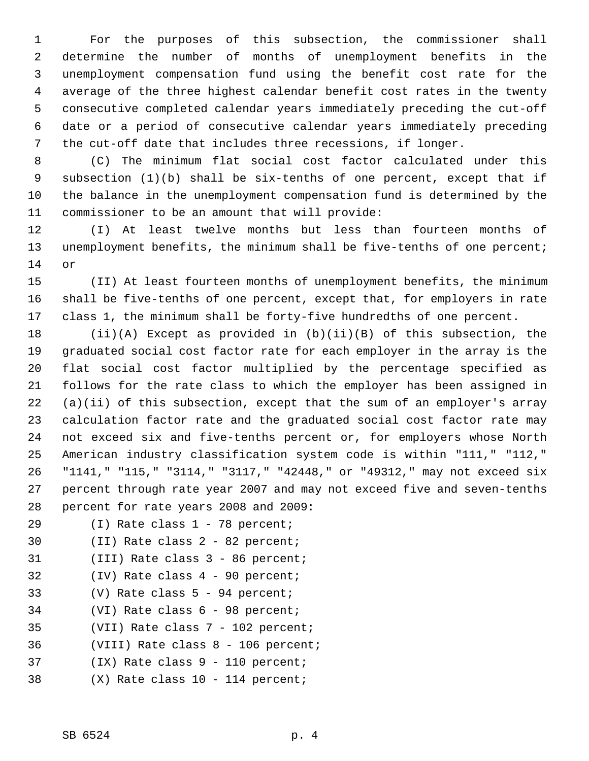For the purposes of this subsection, the commissioner shall determine the number of months of unemployment benefits in the unemployment compensation fund using the benefit cost rate for the average of the three highest calendar benefit cost rates in the twenty consecutive completed calendar years immediately preceding the cut-off date or a period of consecutive calendar years immediately preceding the cut-off date that includes three recessions, if longer.

(C) The minimum flat social cost factor calculated under this subsection (1)(b) shall be six-tenths of one percent, except that if the balance in the unemployment compensation fund is determined by the commissioner to be an amount that will provide:

(I) At least twelve months but less than fourteen months of unemployment benefits, the minimum shall be five-tenths of one percent; or

(II) At least fourteen months of unemployment benefits, the minimum shall be five-tenths of one percent, except that, for employers in rate class 1, the minimum shall be forty-five hundredths of one percent.

(ii)(A) Except as provided in (b)(ii)(B) of this subsection, the graduated social cost factor rate for each employer in the array is the flat social cost factor multiplied by the percentage specified as follows for the rate class to which the employer has been assigned in (a)(ii) of this subsection, except that the sum of an employer's array calculation factor rate and the graduated social cost factor rate may not exceed six and five-tenths percent or, for employers whose North American industry classification system code is within "111," "112," "1141," "115," "3114," "3117," "42448," or "49312," may not exceed six percent through rate year 2007 and may not exceed five and seven-tenths percent for rate years 2008 and 2009:

(I) Rate class 1 - 78 percent;

(II) Rate class 2 - 82 percent;

(III) Rate class 3 - 86 percent;

(IV) Rate class 4 - 90 percent;

(V) Rate class 5 - 94 percent;

(VI) Rate class 6 - 98 percent;

(VII) Rate class 7 - 102 percent;

(VIII) Rate class 8 - 106 percent;

(IX) Rate class 9 - 110 percent;

(X) Rate class 10 - 114 percent;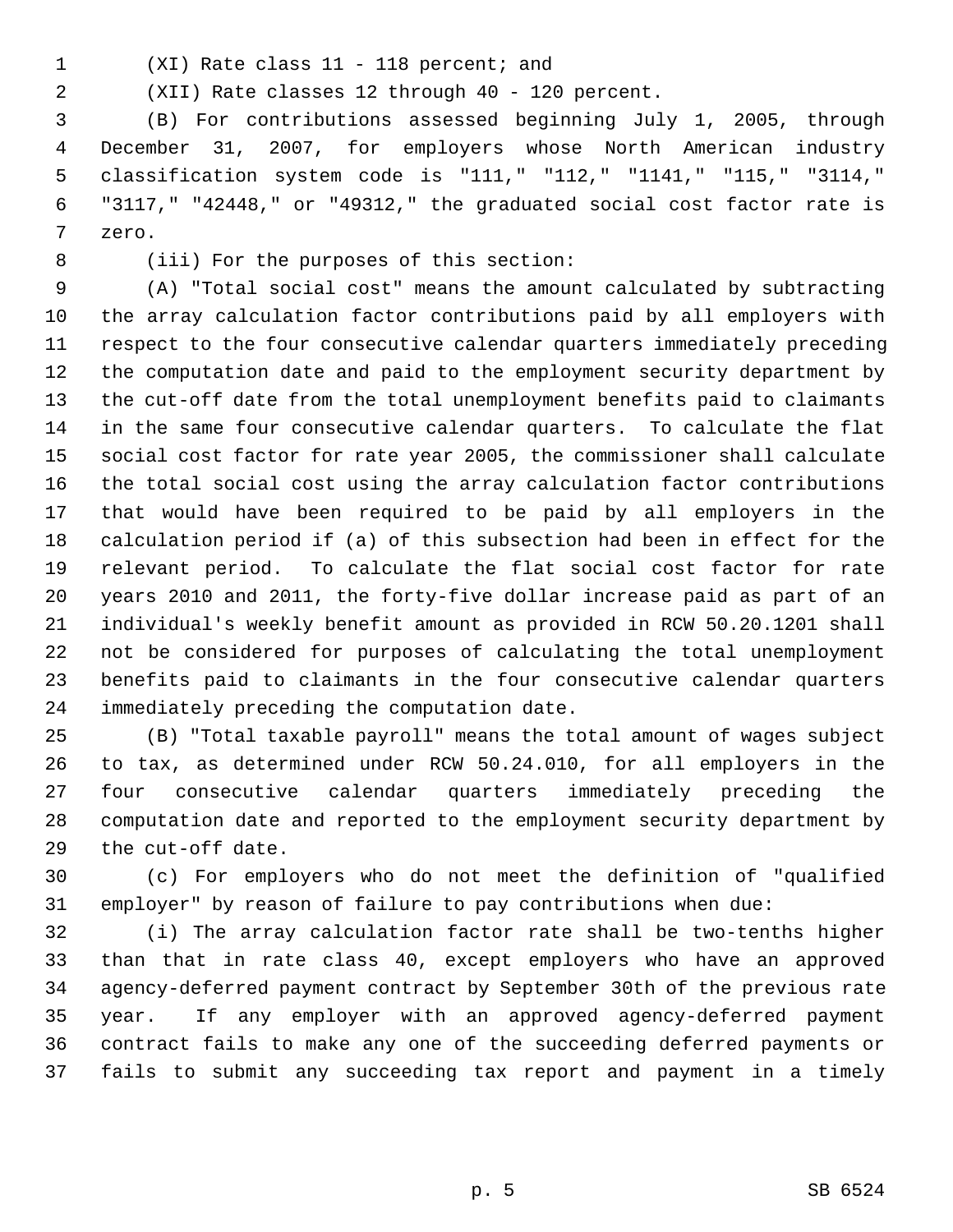(XI) Rate class 11 - 118 percent; and

(XII) Rate classes 12 through 40 - 120 percent.

(B) For contributions assessed beginning July 1, 2005, through December 31, 2007, for employers whose North American industry classification system code is "111," "112," "1141," "115," "3114," "3117," "42448," or "49312," the graduated social cost factor rate is zero.

(iii) For the purposes of this section:

(A) "Total social cost" means the amount calculated by subtracting the array calculation factor contributions paid by all employers with respect to the four consecutive calendar quarters immediately preceding the computation date and paid to the employment security department by the cut-off date from the total unemployment benefits paid to claimants in the same four consecutive calendar quarters. To calculate the flat social cost factor for rate year 2005, the commissioner shall calculate the total social cost using the array calculation factor contributions that would have been required to be paid by all employers in the calculation period if (a) of this subsection had been in effect for the relevant period. To calculate the flat social cost factor for rate years 2010 and 2011, the forty-five dollar increase paid as part of an individual's weekly benefit amount as provided in RCW 50.20.1201 shall not be considered for purposes of calculating the total unemployment benefits paid to claimants in the four consecutive calendar quarters immediately preceding the computation date.

(B) "Total taxable payroll" means the total amount of wages subject to tax, as determined under RCW 50.24.010, for all employers in the four consecutive calendar quarters immediately preceding the computation date and reported to the employment security department by the cut-off date.

(c) For employers who do not meet the definition of "qualified employer" by reason of failure to pay contributions when due:

(i) The array calculation factor rate shall be two-tenths higher than that in rate class 40, except employers who have an approved agency-deferred payment contract by September 30th of the previous rate year. If any employer with an approved agency-deferred payment contract fails to make any one of the succeeding deferred payments or fails to submit any succeeding tax report and payment in a timely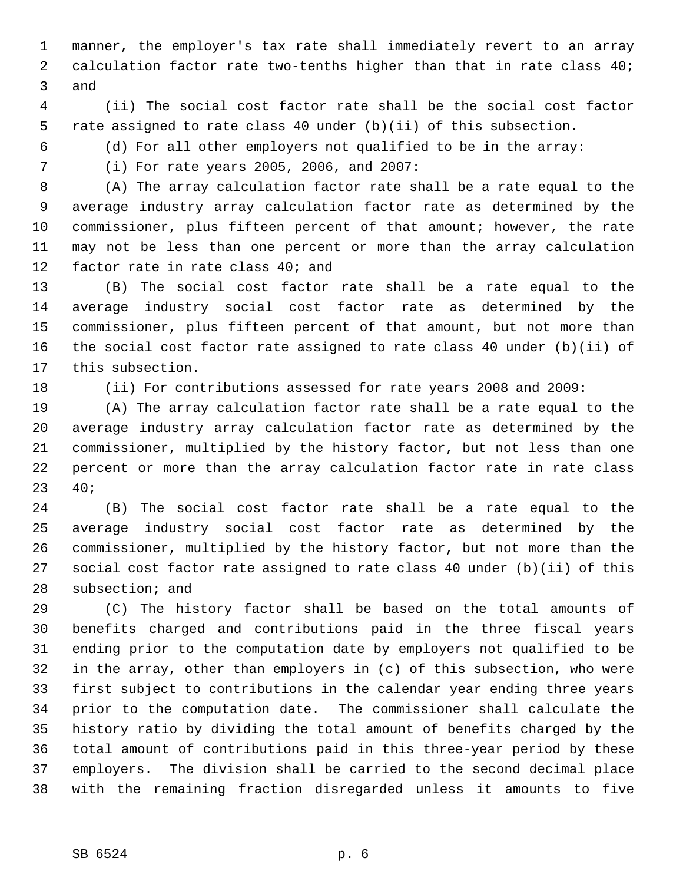manner, the employer's tax rate shall immediately revert to an array calculation factor rate two-tenths higher than that in rate class 40; and

(ii) The social cost factor rate shall be the social cost factor rate assigned to rate class 40 under (b)(ii) of this subsection.

(d) For all other employers not qualified to be in the array:

(i) For rate years 2005, 2006, and 2007:

(A) The array calculation factor rate shall be a rate equal to the average industry array calculation factor rate as determined by the commissioner, plus fifteen percent of that amount; however, the rate may not be less than one percent or more than the array calculation factor rate in rate class 40; and

(B) The social cost factor rate shall be a rate equal to the average industry social cost factor rate as determined by the commissioner, plus fifteen percent of that amount, but not more than the social cost factor rate assigned to rate class 40 under (b)(ii) of this subsection.

(ii) For contributions assessed for rate years 2008 and 2009:

(A) The array calculation factor rate shall be a rate equal to the average industry array calculation factor rate as determined by the commissioner, multiplied by the history factor, but not less than one percent or more than the array calculation factor rate in rate class 40;

(B) The social cost factor rate shall be a rate equal to the average industry social cost factor rate as determined by the commissioner, multiplied by the history factor, but not more than the social cost factor rate assigned to rate class 40 under (b)(ii) of this subsection; and

(C) The history factor shall be based on the total amounts of benefits charged and contributions paid in the three fiscal years ending prior to the computation date by employers not qualified to be in the array, other than employers in (c) of this subsection, who were first subject to contributions in the calendar year ending three years prior to the computation date. The commissioner shall calculate the history ratio by dividing the total amount of benefits charged by the total amount of contributions paid in this three-year period by these employers. The division shall be carried to the second decimal place with the remaining fraction disregarded unless it amounts to five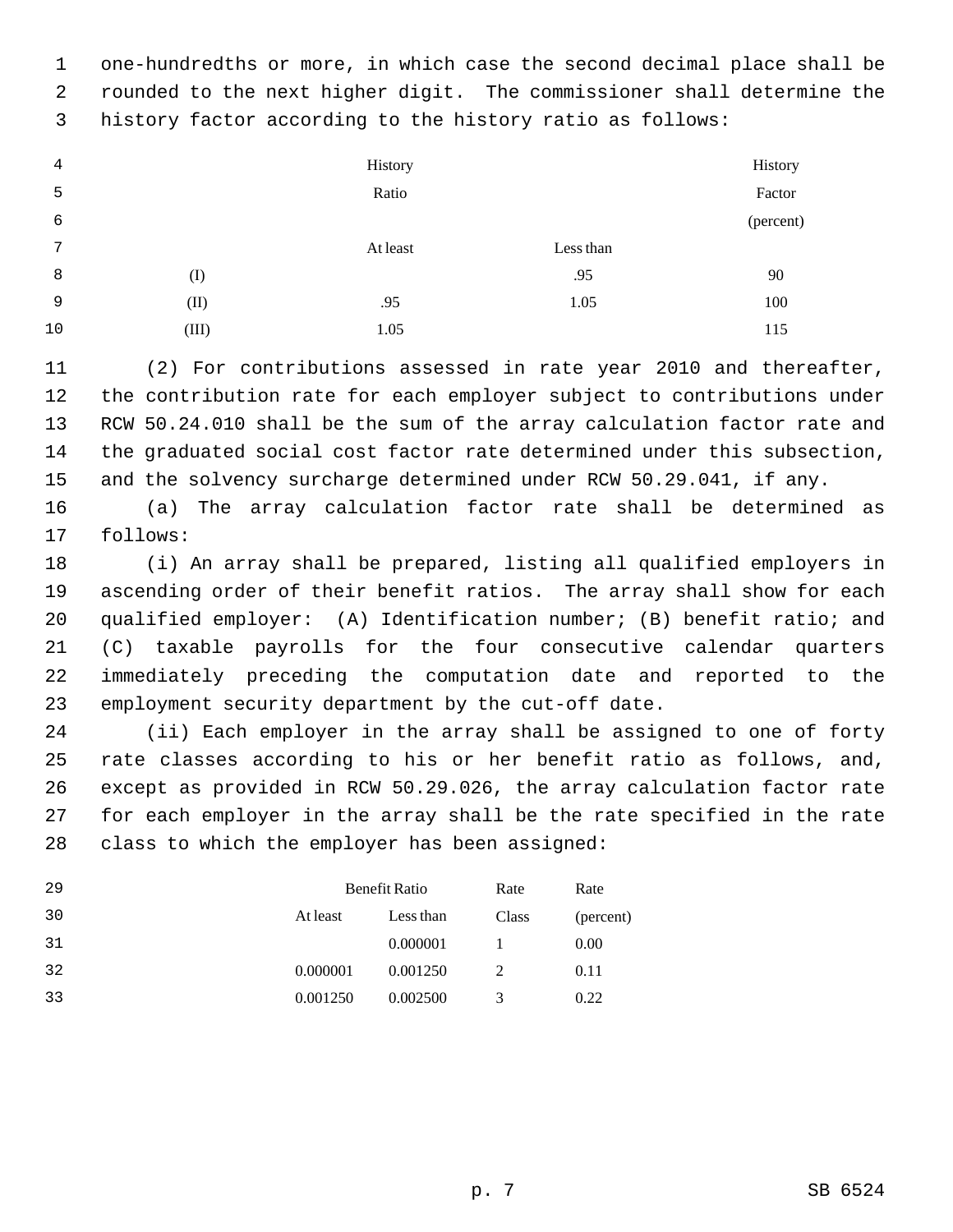one-hundredths or more, in which case the second decimal place shall be rounded to the next higher digit. The commissioner shall determine the history factor according to the history ratio as follows:

| | History Ratio | | History Factor (percent) |
|---|---|---|---|
| | At least | Less than | |
| (I) | | .95 | 90 |
| (II) | .95 | 1.05 | 100 |
| (III) | 1.05 | | 115 |

(2) For contributions assessed in rate year 2010 and thereafter, the contribution rate for each employer subject to contributions under RCW 50.24.010 shall be the sum of the array calculation factor rate and the graduated social cost factor rate determined under this subsection, and the solvency surcharge determined under RCW 50.29.041, if any.

(a) The array calculation factor rate shall be determined as follows:

(i) An array shall be prepared, listing all qualified employers in ascending order of their benefit ratios. The array shall show for each qualified employer: (A) Identification number; (B) benefit ratio; and (C) taxable payrolls for the four consecutive calendar quarters immediately preceding the computation date and reported to the employment security department by the cut-off date.

(ii) Each employer in the array shall be assigned to one of forty rate classes according to his or her benefit ratio as follows, and, except as provided in RCW 50.29.026, the array calculation factor rate for each employer in the array shall be the rate specified in the rate class to which the employer has been assigned:

| Benefit Ratio | | Rate | Rate |
|---|---|---|---|
| At least | Less than | Class | (percent) |
| | 0.000001 | 1 | 0.00 |
| 0.000001 | 0.001250 | 2 | 0.11 |
| 0.001250 | 0.002500 | 3 | 0.22 |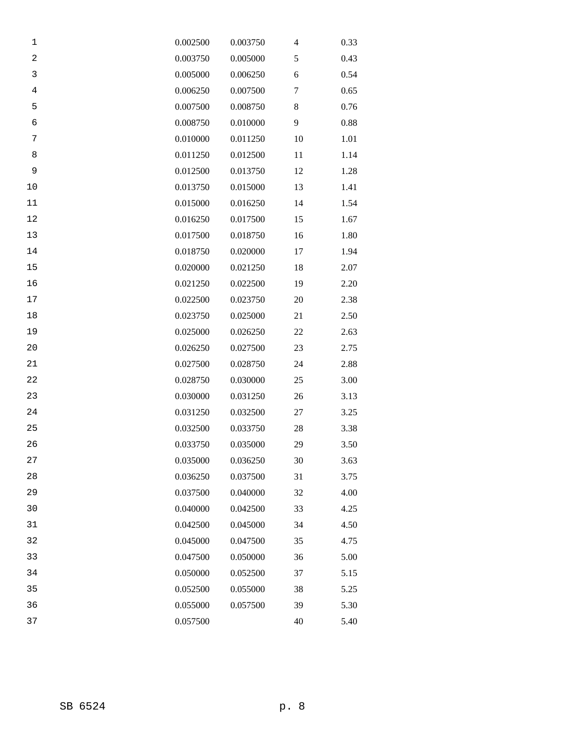| | | | |
|---|---|---|---|
| 0.002500 | 0.003750 | 4 | 0.33 |
| 0.003750 | 0.005000 | 5 | 0.43 |
| 0.005000 | 0.006250 | 6 | 0.54 |
| 0.006250 | 0.007500 | 7 | 0.65 |
| 0.007500 | 0.008750 | 8 | 0.76 |
| 0.008750 | 0.010000 | 9 | 0.88 |
| 0.010000 | 0.011250 | 10 | 1.01 |
| 0.011250 | 0.012500 | 11 | 1.14 |
| 0.012500 | 0.013750 | 12 | 1.28 |
| 0.013750 | 0.015000 | 13 | 1.41 |
| 0.015000 | 0.016250 | 14 | 1.54 |
| 0.016250 | 0.017500 | 15 | 1.67 |
| 0.017500 | 0.018750 | 16 | 1.80 |
| 0.018750 | 0.020000 | 17 | 1.94 |
| 0.020000 | 0.021250 | 18 | 2.07 |
| 0.021250 | 0.022500 | 19 | 2.20 |
| 0.022500 | 0.023750 | 20 | 2.38 |
| 0.023750 | 0.025000 | 21 | 2.50 |
| 0.025000 | 0.026250 | 22 | 2.63 |
| 0.026250 | 0.027500 | 23 | 2.75 |
| 0.027500 | 0.028750 | 24 | 2.88 |
| 0.028750 | 0.030000 | 25 | 3.00 |
| 0.030000 | 0.031250 | 26 | 3.13 |
| 0.031250 | 0.032500 | 27 | 3.25 |
| 0.032500 | 0.033750 | 28 | 3.38 |
| 0.033750 | 0.035000 | 29 | 3.50 |
| 0.035000 | 0.036250 | 30 | 3.63 |
| 0.036250 | 0.037500 | 31 | 3.75 |
| 0.037500 | 0.040000 | 32 | 4.00 |
| 0.040000 | 0.042500 | 33 | 4.25 |
| 0.042500 | 0.045000 | 34 | 4.50 |
| 0.045000 | 0.047500 | 35 | 4.75 |
| 0.047500 | 0.050000 | 36 | 5.00 |
| 0.050000 | 0.052500 | 37 | 5.15 |
| 0.052500 | 0.055000 | 38 | 5.25 |
| 0.055000 | 0.057500 | 39 | 5.30 |
| 0.057500 | | 40 | 5.40 |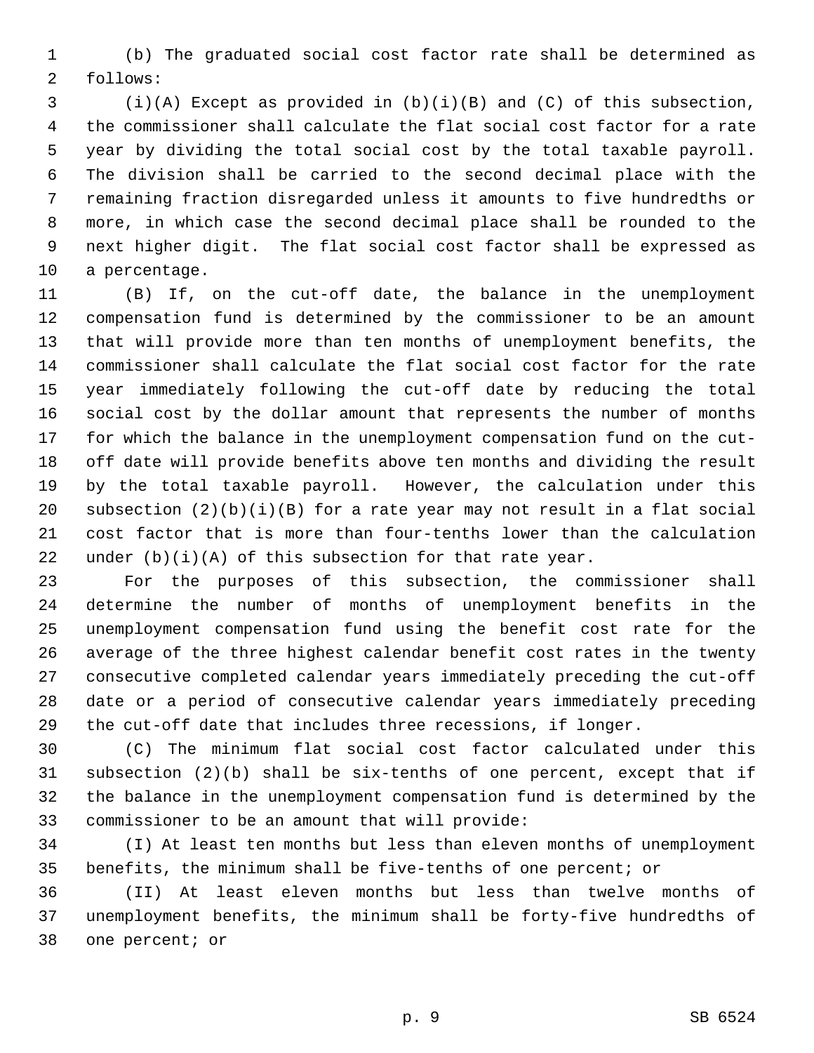(b) The graduated social cost factor rate shall be determined as follows:

(i)(A) Except as provided in (b)(i)(B) and (C) of this subsection, the commissioner shall calculate the flat social cost factor for a rate year by dividing the total social cost by the total taxable payroll. The division shall be carried to the second decimal place with the remaining fraction disregarded unless it amounts to five hundredths or more, in which case the second decimal place shall be rounded to the next higher digit. The flat social cost factor shall be expressed as a percentage.

(B) If, on the cut-off date, the balance in the unemployment compensation fund is determined by the commissioner to be an amount that will provide more than ten months of unemployment benefits, the commissioner shall calculate the flat social cost factor for the rate year immediately following the cut-off date by reducing the total social cost by the dollar amount that represents the number of months for which the balance in the unemployment compensation fund on the cut-off date will provide benefits above ten months and dividing the result by the total taxable payroll. However, the calculation under this subsection (2)(b)(i)(B) for a rate year may not result in a flat social cost factor that is more than four-tenths lower than the calculation under (b)(i)(A) of this subsection for that rate year.

For the purposes of this subsection, the commissioner shall determine the number of months of unemployment benefits in the unemployment compensation fund using the benefit cost rate for the average of the three highest calendar benefit cost rates in the twenty consecutive completed calendar years immediately preceding the cut-off date or a period of consecutive calendar years immediately preceding the cut-off date that includes three recessions, if longer.

(C) The minimum flat social cost factor calculated under this subsection (2)(b) shall be six-tenths of one percent, except that if the balance in the unemployment compensation fund is determined by the commissioner to be an amount that will provide:

(I) At least ten months but less than eleven months of unemployment benefits, the minimum shall be five-tenths of one percent; or

(II) At least eleven months but less than twelve months of unemployment benefits, the minimum shall be forty-five hundredths of one percent; or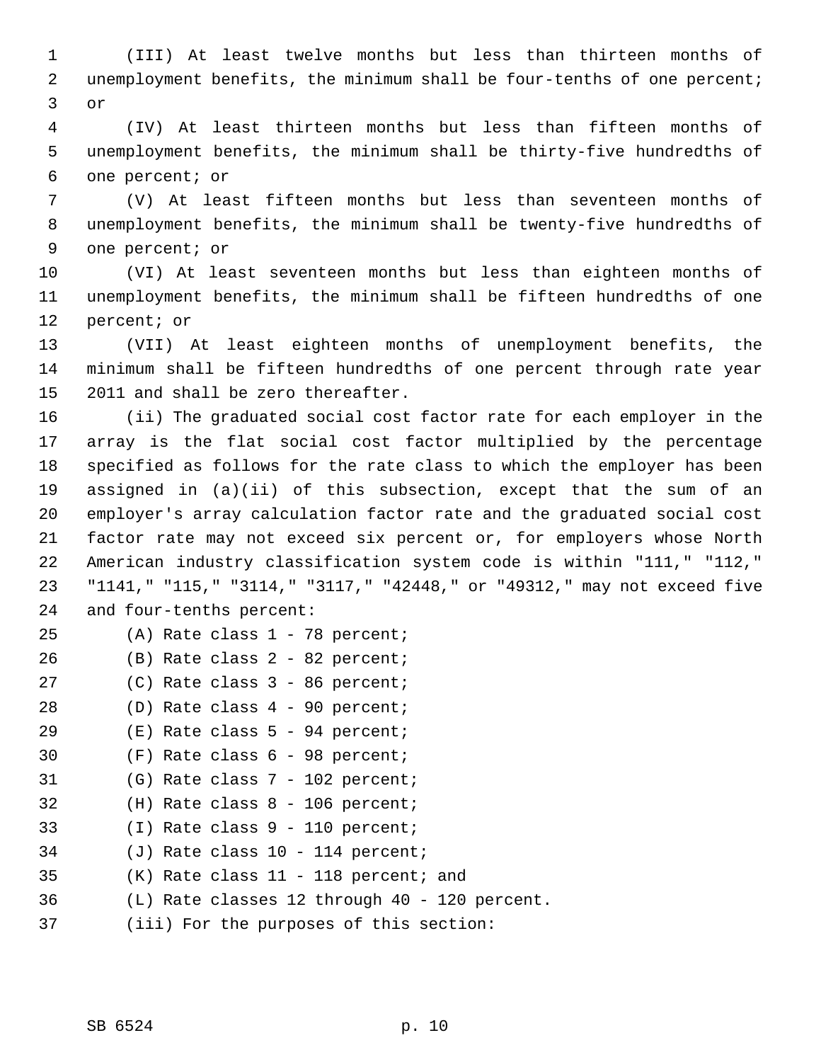(III) At least twelve months but less than thirteen months of unemployment benefits, the minimum shall be four-tenths of one percent; or

(IV) At least thirteen months but less than fifteen months of unemployment benefits, the minimum shall be thirty-five hundredths of one percent; or

(V) At least fifteen months but less than seventeen months of unemployment benefits, the minimum shall be twenty-five hundredths of one percent; or

(VI) At least seventeen months but less than eighteen months of unemployment benefits, the minimum shall be fifteen hundredths of one percent; or

(VII) At least eighteen months of unemployment benefits, the minimum shall be fifteen hundredths of one percent through rate year 2011 and shall be zero thereafter.

(ii) The graduated social cost factor rate for each employer in the array is the flat social cost factor multiplied by the percentage specified as follows for the rate class to which the employer has been assigned in (a)(ii) of this subsection, except that the sum of an employer's array calculation factor rate and the graduated social cost factor rate may not exceed six percent or, for employers whose North American industry classification system code is within "111," "112," "1141," "115," "3114," "3117," "42448," or "49312," may not exceed five and four-tenths percent:

(A) Rate class 1 - 78 percent;

(B) Rate class 2 - 82 percent;

(C) Rate class 3 - 86 percent;

(D) Rate class 4 - 90 percent;

(E) Rate class 5 - 94 percent;

(F) Rate class 6 - 98 percent;

(G) Rate class 7 - 102 percent;

(H) Rate class 8 - 106 percent;

(I) Rate class 9 - 110 percent;

(J) Rate class 10 - 114 percent;

(K) Rate class 11 - 118 percent; and

(L) Rate classes 12 through 40 - 120 percent.

(iii) For the purposes of this section: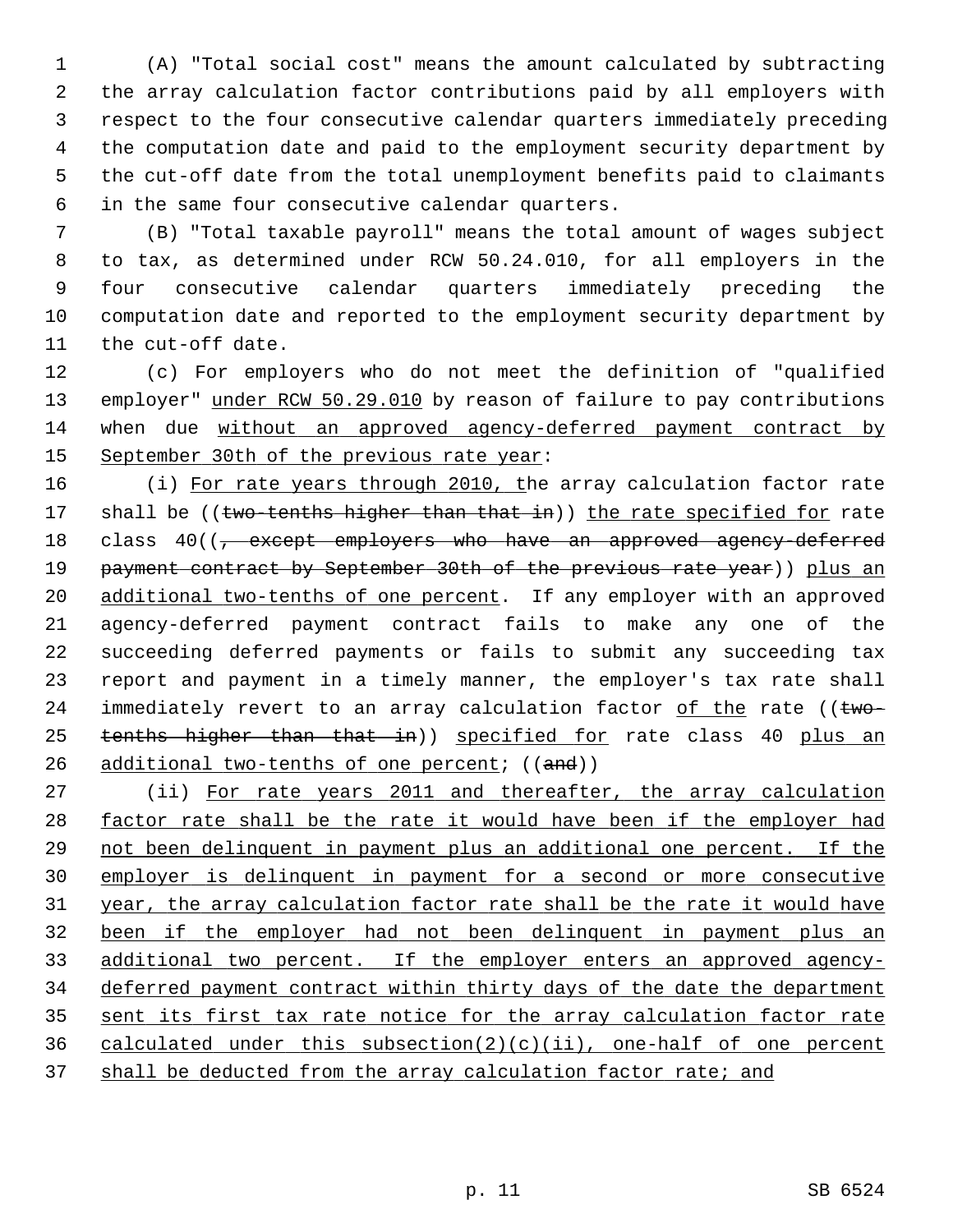(A) "Total social cost" means the amount calculated by subtracting the array calculation factor contributions paid by all employers with respect to the four consecutive calendar quarters immediately preceding the computation date and paid to the employment security department by the cut-off date from the total unemployment benefits paid to claimants in the same four consecutive calendar quarters.

(B) "Total taxable payroll" means the total amount of wages subject to tax, as determined under RCW 50.24.010, for all employers in the four consecutive calendar quarters immediately preceding the computation date and reported to the employment security department by the cut-off date.

(c) For employers who do not meet the definition of "qualified employer" under RCW 50.29.010 by reason of failure to pay contributions when due without an approved agency-deferred payment contract by September 30th of the previous rate year:

(i) For rate years through 2010, the array calculation factor rate shall be ((~~two-tenths higher than that in~~)) the rate specified for rate class 40((~~, except employers who have an approved agency-deferred payment contract by September 30th of the previous rate year~~)) plus an additional two-tenths of one percent. If any employer with an approved agency-deferred payment contract fails to make any one of the succeeding deferred payments or fails to submit any succeeding tax report and payment in a timely manner, the employer's tax rate shall immediately revert to an array calculation factor of the rate ((~~two-tenths higher than that in~~)) specified for rate class 40 plus an additional two-tenths of one percent; ((~~and~~))

(ii) For rate years 2011 and thereafter, the array calculation factor rate shall be the rate it would have been if the employer had not been delinquent in payment plus an additional one percent. If the employer is delinquent in payment for a second or more consecutive year, the array calculation factor rate shall be the rate it would have been if the employer had not been delinquent in payment plus an additional two percent. If the employer enters an approved agency-deferred payment contract within thirty days of the date the department sent its first tax rate notice for the array calculation factor rate calculated under this subsection(2)(c)(ii), one-half of one percent shall be deducted from the array calculation factor rate; and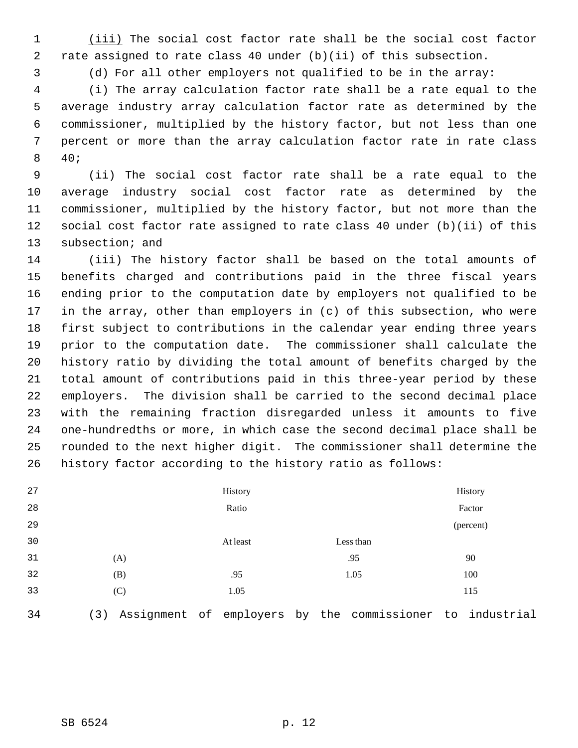(iii) The social cost factor rate shall be the social cost factor rate assigned to rate class 40 under (b)(ii) of this subsection.

(d) For all other employers not qualified to be in the array:

(i) The array calculation factor rate shall be a rate equal to the average industry array calculation factor rate as determined by the commissioner, multiplied by the history factor, but not less than one percent or more than the array calculation factor rate in rate class 40;

(ii) The social cost factor rate shall be a rate equal to the average industry social cost factor rate as determined by the commissioner, multiplied by the history factor, but not more than the social cost factor rate assigned to rate class 40 under (b)(ii) of this subsection; and

(iii) The history factor shall be based on the total amounts of benefits charged and contributions paid in the three fiscal years ending prior to the computation date by employers not qualified to be in the array, other than employers in (c) of this subsection, who were first subject to contributions in the calendar year ending three years prior to the computation date. The commissioner shall calculate the history ratio by dividing the total amount of benefits charged by the total amount of contributions paid in this three-year period by these employers. The division shall be carried to the second decimal place with the remaining fraction disregarded unless it amounts to five one-hundredths or more, in which case the second decimal place shall be rounded to the next higher digit. The commissioner shall determine the history factor according to the history ratio as follows:

| | History Ratio | | History Factor (percent) |
|---|---|---|---|
| | At least | Less than | |
| (A) | | .95 | 90 |
| (B) | .95 | 1.05 | 100 |
| (C) | 1.05 | | 115 |

(3) Assignment of employers by the commissioner to industrial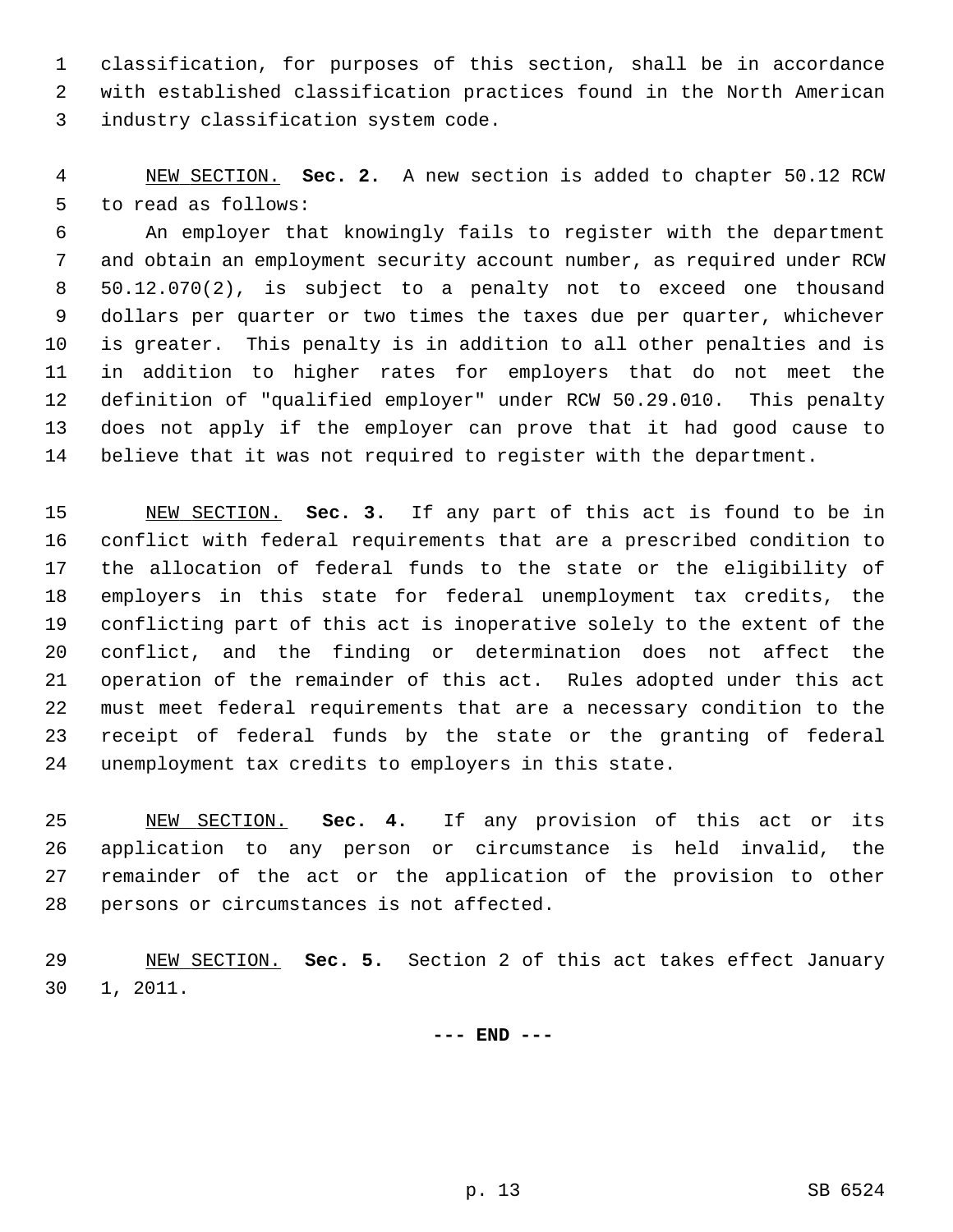classification, for purposes of this section, shall be in accordance with established classification practices found in the North American industry classification system code.

NEW SECTION. **Sec. 2.** A new section is added to chapter 50.12 RCW to read as follows:

An employer that knowingly fails to register with the department and obtain an employment security account number, as required under RCW 50.12.070(2), is subject to a penalty not to exceed one thousand dollars per quarter or two times the taxes due per quarter, whichever is greater. This penalty is in addition to all other penalties and is in addition to higher rates for employers that do not meet the definition of "qualified employer" under RCW 50.29.010. This penalty does not apply if the employer can prove that it had good cause to believe that it was not required to register with the department.

NEW SECTION. **Sec. 3.** If any part of this act is found to be in conflict with federal requirements that are a prescribed condition to the allocation of federal funds to the state or the eligibility of employers in this state for federal unemployment tax credits, the conflicting part of this act is inoperative solely to the extent of the conflict, and the finding or determination does not affect the operation of the remainder of this act. Rules adopted under this act must meet federal requirements that are a necessary condition to the receipt of federal funds by the state or the granting of federal unemployment tax credits to employers in this state.

NEW SECTION. **Sec. 4.** If any provision of this act or its application to any person or circumstance is held invalid, the remainder of the act or the application of the provision to other persons or circumstances is not affected.

NEW SECTION. **Sec. 5.** Section 2 of this act takes effect January 1, 2011.

**--- END ---**